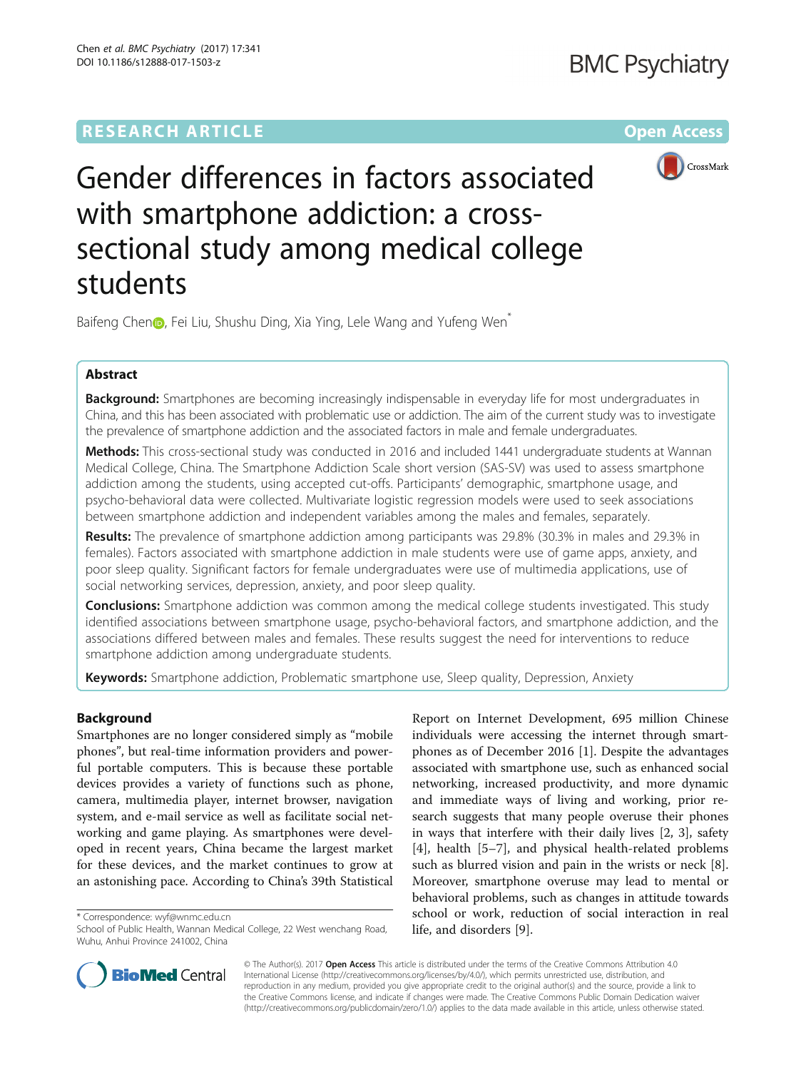RESEARCH ARTICLE

Open Access

# Gender differences in factors associated with smartphone addiction: a cross-sectional study among medical college students

Baifeng Chen, Fei Liu, Shushu Ding, Xia Ying, Lele Wang and Yufeng Wen*

## Abstract

**Background:** Smartphones are becoming increasingly indispensable in everyday life for most undergraduates in China, and this has been associated with problematic use or addiction. The aim of the current study was to investigate the prevalence of smartphone addiction and the associated factors in male and female undergraduates.

**Methods:** This cross-sectional study was conducted in 2016 and included 1441 undergraduate students at Wannan Medical College, China. The Smartphone Addiction Scale short version (SAS-SV) was used to assess smartphone addiction among the students, using accepted cut-offs. Participants' demographic, smartphone usage, and psycho-behavioral data were collected. Multivariate logistic regression models were used to seek associations between smartphone addiction and independent variables among the males and females, separately.

**Results:** The prevalence of smartphone addiction among participants was 29.8% (30.3% in males and 29.3% in females). Factors associated with smartphone addiction in male students were use of game apps, anxiety, and poor sleep quality. Significant factors for female undergraduates were use of multimedia applications, use of social networking services, depression, anxiety, and poor sleep quality.

**Conclusions:** Smartphone addiction was common among the medical college students investigated. This study identified associations between smartphone usage, psycho-behavioral factors, and smartphone addiction, and the associations differed between males and females. These results suggest the need for interventions to reduce smartphone addiction among undergraduate students.

**Keywords:** Smartphone addiction, Problematic smartphone use, Sleep quality, Depression, Anxiety

## Background

Smartphones are no longer considered simply as "mobile phones", but real-time information providers and powerful portable computers. This is because these portable devices provides a variety of functions such as phone, camera, multimedia player, internet browser, navigation system, and e-mail service as well as facilitate social networking and game playing. As smartphones were developed in recent years, China became the largest market for these devices, and the market continues to grow at an astonishing pace. According to China's 39th Statistical Report on Internet Development, 695 million Chinese individuals were accessing the internet through smartphones as of December 2016 [1]. Despite the advantages associated with smartphone use, such as enhanced social networking, increased productivity, and more dynamic and immediate ways of living and working, prior research suggests that many people overuse their phones in ways that interfere with their daily lives [2, 3], safety [4], health [5–7], and physical health-related problems such as blurred vision and pain in the wrists or neck [8]. Moreover, smartphone overuse may lead to mental or behavioral problems, such as changes in attitude towards school or work, reduction of social interaction in real life, and disorders [9].

\* Correspondence: wyf@wnmc.edu.cn
School of Public Health, Wannan Medical College, 22 West wenchang Road, Wuhu, Anhui Province 241002, China

© The Author(s). 2017 **Open Access** This article is distributed under the terms of the Creative Commons Attribution 4.0 International License (http://creativecommons.org/licenses/by/4.0/), which permits unrestricted use, distribution, and reproduction in any medium, provided you give appropriate credit to the original author(s) and the source, provide a link to the Creative Commons license, and indicate if changes were made. The Creative Commons Public Domain Dedication waiver (http://creativecommons.org/publicdomain/zero/1.0/) applies to the data made available in this article, unless otherwise stated.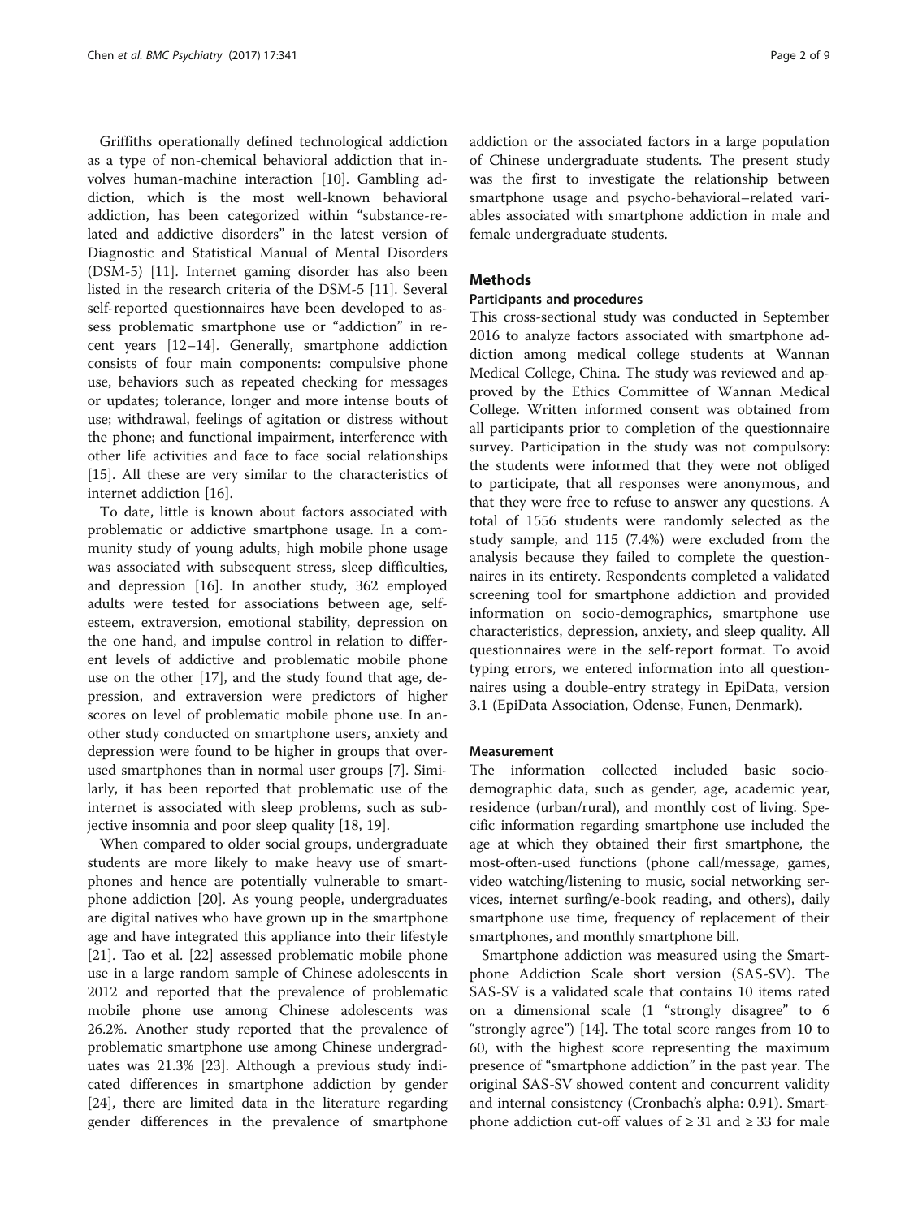Griffiths operationally defined technological addiction as a type of non-chemical behavioral addiction that involves human-machine interaction [10]. Gambling addiction, which is the most well-known behavioral addiction, has been categorized within "substance-related and addictive disorders" in the latest version of Diagnostic and Statistical Manual of Mental Disorders (DSM-5) [11]. Internet gaming disorder has also been listed in the research criteria of the DSM-5 [11]. Several self-reported questionnaires have been developed to assess problematic smartphone use or "addiction" in recent years [12–14]. Generally, smartphone addiction consists of four main components: compulsive phone use, behaviors such as repeated checking for messages or updates; tolerance, longer and more intense bouts of use; withdrawal, feelings of agitation or distress without the phone; and functional impairment, interference with other life activities and face to face social relationships [15]. All these are very similar to the characteristics of internet addiction [16].

To date, little is known about factors associated with problematic or addictive smartphone usage. In a community study of young adults, high mobile phone usage was associated with subsequent stress, sleep difficulties, and depression [16]. In another study, 362 employed adults were tested for associations between age, self-esteem, extraversion, emotional stability, depression on the one hand, and impulse control in relation to different levels of addictive and problematic mobile phone use on the other [17], and the study found that age, depression, and extraversion were predictors of higher scores on level of problematic mobile phone use. In another study conducted on smartphone users, anxiety and depression were found to be higher in groups that overused smartphones than in normal user groups [7]. Similarly, it has been reported that problematic use of the internet is associated with sleep problems, such as subjective insomnia and poor sleep quality [18, 19].

When compared to older social groups, undergraduate students are more likely to make heavy use of smartphones and hence are potentially vulnerable to smartphone addiction [20]. As young people, undergraduates are digital natives who have grown up in the smartphone age and have integrated this appliance into their lifestyle [21]. Tao et al. [22] assessed problematic mobile phone use in a large random sample of Chinese adolescents in 2012 and reported that the prevalence of problematic mobile phone use among Chinese adolescents was 26.2%. Another study reported that the prevalence of problematic smartphone use among Chinese undergraduates was 21.3% [23]. Although a previous study indicated differences in smartphone addiction by gender [24], there are limited data in the literature regarding gender differences in the prevalence of smartphone addiction or the associated factors in a large population of Chinese undergraduate students. The present study was the first to investigate the relationship between smartphone usage and psycho-behavioral–related variables associated with smartphone addiction in male and female undergraduate students.

## Methods

### Participants and procedures

This cross-sectional study was conducted in September 2016 to analyze factors associated with smartphone addiction among medical college students at Wannan Medical College, China. The study was reviewed and approved by the Ethics Committee of Wannan Medical College. Written informed consent was obtained from all participants prior to completion of the questionnaire survey. Participation in the study was not compulsory: the students were informed that they were not obliged to participate, that all responses were anonymous, and that they were free to refuse to answer any questions. A total of 1556 students were randomly selected as the study sample, and 115 (7.4%) were excluded from the analysis because they failed to complete the questionnaires in its entirety. Respondents completed a validated screening tool for smartphone addiction and provided information on socio-demographics, smartphone use characteristics, depression, anxiety, and sleep quality. All questionnaires were in the self-report format. To avoid typing errors, we entered information into all questionnaires using a double-entry strategy in EpiData, version 3.1 (EpiData Association, Odense, Funen, Denmark).

### Measurement

The information collected included basic socio-demographic data, such as gender, age, academic year, residence (urban/rural), and monthly cost of living. Specific information regarding smartphone use included the age at which they obtained their first smartphone, the most-often-used functions (phone call/message, games, video watching/listening to music, social networking services, internet surfing/e-book reading, and others), daily smartphone use time, frequency of replacement of their smartphones, and monthly smartphone bill.

Smartphone addiction was measured using the Smartphone Addiction Scale short version (SAS-SV). The SAS-SV is a validated scale that contains 10 items rated on a dimensional scale (1 "strongly disagree" to 6 "strongly agree") [14]. The total score ranges from 10 to 60, with the highest score representing the maximum presence of "smartphone addiction" in the past year. The original SAS-SV showed content and concurrent validity and internal consistency (Cronbach's alpha: 0.91). Smartphone addiction cut-off values of ≥ 31 and ≥ 33 for male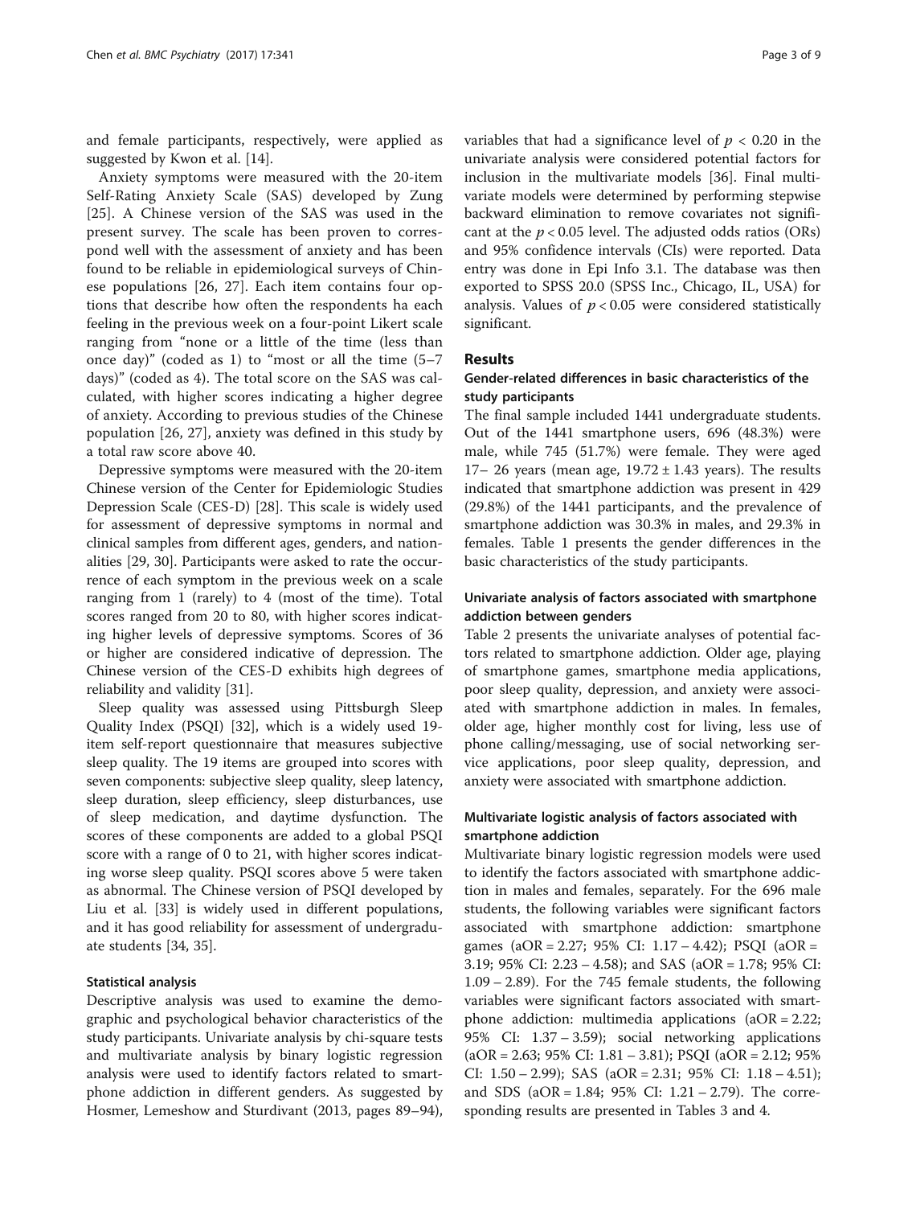and female participants, respectively, were applied as suggested by Kwon et al. [14].

Anxiety symptoms were measured with the 20-item Self-Rating Anxiety Scale (SAS) developed by Zung [25]. A Chinese version of the SAS was used in the present survey. The scale has been proven to correspond well with the assessment of anxiety and has been found to be reliable in epidemiological surveys of Chinese populations [26, 27]. Each item contains four options that describe how often the respondents ha each feeling in the previous week on a four-point Likert scale ranging from "none or a little of the time (less than once day)" (coded as 1) to "most or all the time (5–7 days)" (coded as 4). The total score on the SAS was calculated, with higher scores indicating a higher degree of anxiety. According to previous studies of the Chinese population [26, 27], anxiety was defined in this study by a total raw score above 40.

Depressive symptoms were measured with the 20-item Chinese version of the Center for Epidemiologic Studies Depression Scale (CES-D) [28]. This scale is widely used for assessment of depressive symptoms in normal and clinical samples from different ages, genders, and nationalities [29, 30]. Participants were asked to rate the occurrence of each symptom in the previous week on a scale ranging from 1 (rarely) to 4 (most of the time). Total scores ranged from 20 to 80, with higher scores indicating higher levels of depressive symptoms. Scores of 36 or higher are considered indicative of depression. The Chinese version of the CES-D exhibits high degrees of reliability and validity [31].

Sleep quality was assessed using Pittsburgh Sleep Quality Index (PSQI) [32], which is a widely used 19-item self-report questionnaire that measures subjective sleep quality. The 19 items are grouped into scores with seven components: subjective sleep quality, sleep latency, sleep duration, sleep efficiency, sleep disturbances, use of sleep medication, and daytime dysfunction. The scores of these components are added to a global PSQI score with a range of 0 to 21, with higher scores indicating worse sleep quality. PSQI scores above 5 were taken as abnormal. The Chinese version of PSQI developed by Liu et al. [33] is widely used in different populations, and it has good reliability for assessment of undergraduate students [34, 35].

### Statistical analysis

Descriptive analysis was used to examine the demographic and psychological behavior characteristics of the study participants. Univariate analysis by chi-square tests and multivariate analysis by binary logistic regression analysis were used to identify factors related to smartphone addiction in different genders. As suggested by Hosmer, Lemeshow and Sturdivant (2013, pages 89–94), variables that had a significance level of $p < 0.20$ in the univariate analysis were considered potential factors for inclusion in the multivariate models [36]. Final multivariate models were determined by performing stepwise backward elimination to remove covariates not significant at the $p < 0.05$ level. The adjusted odds ratios (ORs) and 95% confidence intervals (CIs) were reported. Data entry was done in Epi Info 3.1. The database was then exported to SPSS 20.0 (SPSS Inc., Chicago, IL, USA) for analysis. Values of $p < 0.05$ were considered statistically significant.

## Results

### Gender-related differences in basic characteristics of the study participants

The final sample included 1441 undergraduate students. Out of the 1441 smartphone users, 696 (48.3%) were male, while 745 (51.7%) were female. They were aged 17– 26 years (mean age, 19.72 ± 1.43 years). The results indicated that smartphone addiction was present in 429 (29.8%) of the 1441 participants, and the prevalence of smartphone addiction was 30.3% in males, and 29.3% in females. Table 1 presents the gender differences in the basic characteristics of the study participants.

### Univariate analysis of factors associated with smartphone addiction between genders

Table 2 presents the univariate analyses of potential factors related to smartphone addiction. Older age, playing of smartphone games, smartphone media applications, poor sleep quality, depression, and anxiety were associated with smartphone addiction in males. In females, older age, higher monthly cost for living, less use of phone calling/messaging, use of social networking service applications, poor sleep quality, depression, and anxiety were associated with smartphone addiction.

### Multivariate logistic analysis of factors associated with smartphone addiction

Multivariate binary logistic regression models were used to identify the factors associated with smartphone addiction in males and females, separately. For the 696 male students, the following variables were significant factors associated with smartphone addiction: smartphone games (aOR = 2.27; 95% CI: 1.17 – 4.42); PSQI (aOR = 3.19; 95% CI: 2.23 – 4.58); and SAS (aOR = 1.78; 95% CI: 1.09 – 2.89). For the 745 female students, the following variables were significant factors associated with smartphone addiction: multimedia applications (aOR = 2.22; 95% CI: 1.37 – 3.59); social networking applications (aOR = 2.63; 95% CI: 1.81 – 3.81); PSQI (aOR = 2.12; 95% CI: 1.50 – 2.99); SAS (aOR = 2.31; 95% CI: 1.18 – 4.51); and SDS (aOR = 1.84; 95% CI: 1.21 – 2.79). The corresponding results are presented in Tables 3 and 4.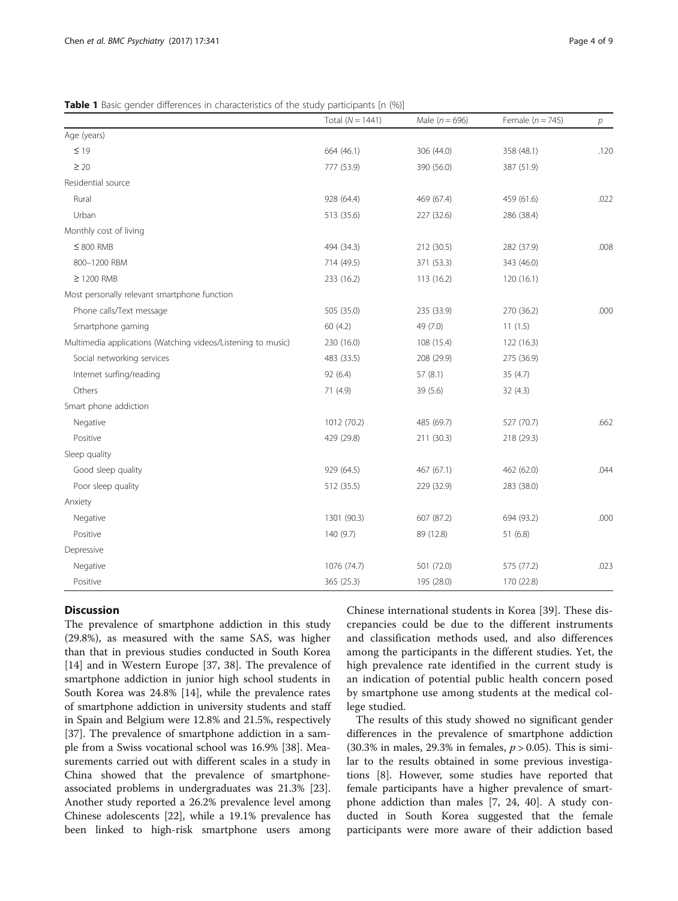**Table 1** Basic gender differences in characteristics of the study participants [n (%)]

| | Total ($N = 1441$) | Male ($n = 696$) | Female ($n = 745$) | $p$ |
|---|---|---|---|---|
| Age (years) | | | | |
| ≤ 19 | 664 (46.1) | 306 (44.0) | 358 (48.1) | .120 |
| ≥ 20 | 777 (53.9) | 390 (56.0) | 387 (51.9) | |
| Residential source | | | | |
| Rural | 928 (64.4) | 469 (67.4) | 459 (61.6) | .022 |
| Urban | 513 (35.6) | 227 (32.6) | 286 (38.4) | |
| Monthly cost of living | | | | |
| ≤ 800 RMB | 494 (34.3) | 212 (30.5) | 282 (37.9) | .008 |
| 800–1200 RBM | 714 (49.5) | 371 (53.3) | 343 (46.0) | |
| ≥ 1200 RMB | 233 (16.2) | 113 (16.2) | 120 (16.1) | |
| Most personally relevant smartphone function | | | | |
| Phone calls/Text message | 505 (35.0) | 235 (33.9) | 270 (36.2) | .000 |
| Smartphone gaming | 60 (4.2) | 49 (7.0) | 11 (1.5) | |
| Multimedia applications (Watching videos/Listening to music) | 230 (16.0) | 108 (15.4) | 122 (16.3) | |
| Social networking services | 483 (33.5) | 208 (29.9) | 275 (36.9) | |
| Internet surfing/reading | 92 (6.4) | 57 (8.1) | 35 (4.7) | |
| Others | 71 (4.9) | 39 (5.6) | 32 (4.3) | |
| Smart phone addiction | | | | |
| Negative | 1012 (70.2) | 485 (69.7) | 527 (70.7) | .662 |
| Positive | 429 (29.8) | 211 (30.3) | 218 (29.3) | |
| Sleep quality | | | | |
| Good sleep quality | 929 (64.5) | 467 (67.1) | 462 (62.0) | .044 |
| Poor sleep quality | 512 (35.5) | 229 (32.9) | 283 (38.0) | |
| Anxiety | | | | |
| Negative | 1301 (90.3) | 607 (87.2) | 694 (93.2) | .000 |
| Positive | 140 (9.7) | 89 (12.8) | 51 (6.8) | |
| Depressive | | | | |
| Negative | 1076 (74.7) | 501 (72.0) | 575 (77.2) | .023 |
| Positive | 365 (25.3) | 195 (28.0) | 170 (22.8) | |

## Discussion

The prevalence of smartphone addiction in this study (29.8%), as measured with the same SAS, was higher than that in previous studies conducted in South Korea [14] and in Western Europe [37, 38]. The prevalence of smartphone addiction in junior high school students in South Korea was 24.8% [14], while the prevalence rates of smartphone addiction in university students and staff in Spain and Belgium were 12.8% and 21.5%, respectively [37]. The prevalence of smartphone addiction in a sample from a Swiss vocational school was 16.9% [38]. Measurements carried out with different scales in a study in China showed that the prevalence of smartphone-associated problems in undergraduates was 21.3% [23]. Another study reported a 26.2% prevalence level among Chinese adolescents [22], while a 19.1% prevalence has been linked to high-risk smartphone users among Chinese international students in Korea [39]. These discrepancies could be due to the different instruments and classification methods used, and also differences among the participants in the different studies. Yet, the high prevalence rate identified in the current study is an indication of potential public health concern posed by smartphone use among students at the medical college studied.

The results of this study showed no significant gender differences in the prevalence of smartphone addiction (30.3% in males, 29.3% in females, $p > 0.05$). This is similar to the results obtained in some previous investigations [8]. However, some studies have reported that female participants have a higher prevalence of smartphone addiction than males [7, 24, 40]. A study conducted in South Korea suggested that the female participants were more aware of their addiction based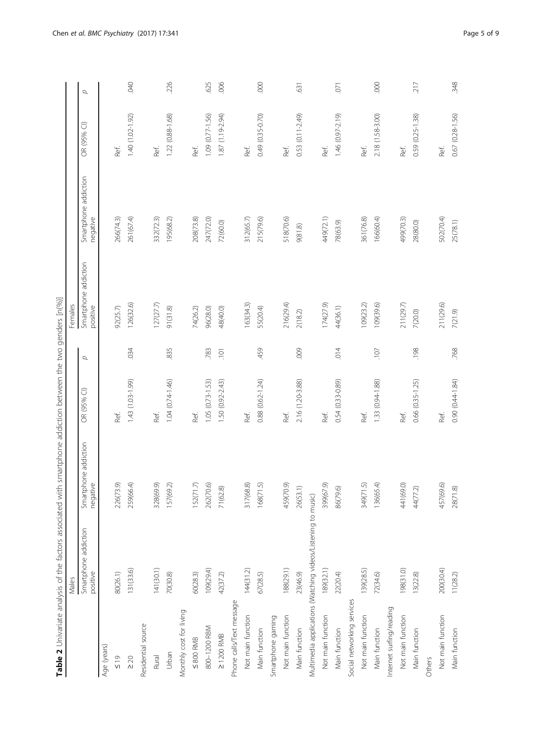**Table 2** Univariate analysis of the factors associated with smartphone addiction between the two genders [n(%)]

| | Males | | | | Females | | | |
|---|---|---|---|---|---|---|---|---|
| | Smartphone addiction positive | Smartphone addiction negative | OR (95% CI) | p | Smartphone addiction positive | Smartphone addiction negative | OR (95% CI) | p |
| Age (years) | | | | | | | | |
| ≤19 | 80(26.1) | 226(73.9) | Ref. | | 92(25.7) | 266(74.3) | Ref. | |
| ≥20 | 131(33.6) | 259(66.4) | 1.43 (1.03-1.99) | .034 | 126(32.6) | 261(67.4) | 1.40 (1.02-1.92) | .040 |
| Residential source | | | | | | | | |
| Rural | 141(30.1) | 328(69.9) | Ref. | | 127(27.7) | 332(72.3) | Ref. | |
| Urban | 70(30.8) | 157(69.2) | 1.04 (0.74-1.46) | .835 | 91(31.8) | 195(68.2) | 1.22 (0.88-1.68) | .226 |
| Monthly cost for living | | | | | | | | |
| ≤800 RMB | 60(28.3) | 152(71.7) | Ref. | | 74(26.2) | 208(73.8) | Ref. | |
| 800–1200 RBM | 109(29.4) | 262(70.6) | 1.05 (0.73-1.53) | .783 | 96(28.0) | 247(72.0) | 1.09 (0.77-1.56) | .625 |
| ≥1200 RMB | 42(37.2) | 71(62.8) | 1.50 (0.92-2.43) | .101 | 48(40.0) | 72(60.0) | 1.87 (1.19-2.94) | .006 |
| Phone calls/Text message | | | | | | | | |
| Not main function | 144(31.2) | 317(68.8) | Ref. | | 163(34.3) | 312(65.7) | Ref. | |
| Main function | 67(28.5) | 168(71.5) | 0.88 (0.62-1.24) | .459 | 55(20.4) | 215(79.6) | 0.49 (0.35-0.70) | .000 |
| Smartphone gaming | | | | | | | | |
| Not main function | 188(29.1) | 459(70.9) | Ref. | | 216(29.4) | 518(70.6) | Ref. | |
| Main function | 23(46.9) | 26(53.1) | 2.16 (1.20-3.88) | .009 | 2(18.2) | 9(81.8) | 0.53 (0.11-2.49) | .631 |
| Multimedia applications (Watching videos/Listening to music) | | | | | | | | |
| Not main function | 189(32.1) | 399(67.9) | Ref. | | 174(27.9) | 449(72.1) | Ref. | |
| Main function | 22(20.4) | 86(79.6) | 0.54 (0.33-0.89) | .014 | 44(36.1) | 78(63.9) | 1.46 (0.97-2.19) | .071 |
| Social networking services | | | | | | | | |
| Not main function | 139(28.5) | 349(71.5) | Ref. | | 109(23.2) | 361(76.8) | Ref. | |
| Main function | 72(34.6) | 136(65.4) | 1.33 (0.94-1.88) | .107 | 109(39.6) | 166(60.4) | 2.18 (1.58-3.00) | .000 |
| Internet surfing/reading | | | | | | | | |
| Not main function | 198(31.0) | 441(69.0) | Ref. | | 211(29.7) | 499(70.3) | Ref. | |
| Main function | 13(22.8) | 44(77.2) | 0.66 (0.35-1.25) | .198 | 7(20.0) | 28(80.0) | 0.59 (0.25-1.38) | .217 |
| Others | | | | | | | | |
| Not main function | 200(30.4) | 457(69.6) | Ref. | | 211(29.6) | 502(70.4) | Ref. | |
| Main function | 11(28.2) | 28(71.8) | 0.90 (0.44-1.84) | .768 | 7(21.9) | 25(78.1) | 0.67 (0.28-1.56) | .348 |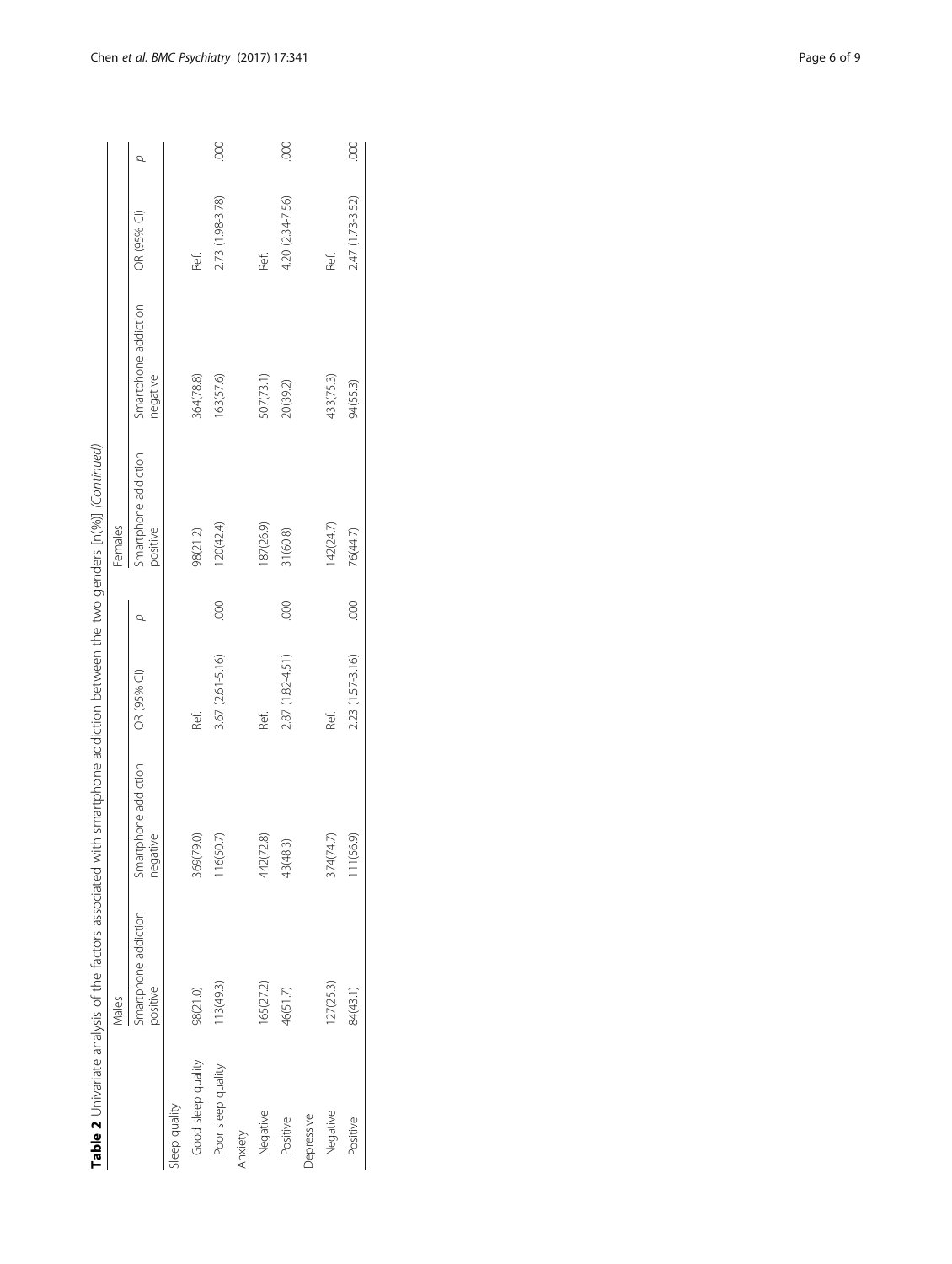**Table 2** Univariate analysis of the factors associated with smartphone addiction between the two genders [n(%)] *(Continued)*

| | Males | | | | Females | | | |
|---|---|---|---|---|---|---|---|---|
| | Smartphone addiction positive | Smartphone addiction negative | OR (95% CI) | *p* | Smartphone addiction positive | Smartphone addiction negative | OR (95% CI) | *p* |
| Sleep quality | | | | | | | | |
| Good sleep quality | 98(21.0) | 369(79.0) | Ref. | | 98(21.2) | 364(78.8) | Ref. | |
| Poor sleep quality | 113(49.3) | 116(50.7) | 3.67 (2.61-5.16) | .000 | 120(42.4) | 163(57.6) | 2.73 (1.98-3.78) | .000 |
| Anxiety | | | | | | | | |
| Negative | 165(27.2) | 442(72.8) | Ref. | | 187(26.9) | 507(73.1) | Ref. | |
| Positive | 46(51.7) | 43(48.3) | 2.87 (1.82-4.51) | .000 | 31(60.8) | 20(39.2) | 4.20 (2.34-7.56) | .000 |
| Depressive | | | | | | | | |
| Negative | 127(25.3) | 374(74.7) | Ref. | | 142(24.7) | 433(75.3) | Ref. | |
| Positive | 84(43.1) | 111(56.9) | 2.23 (1.57-3.16) | .000 | 76(44.7) | 94(55.3) | 2.47 (1.73-3.52) | .000 |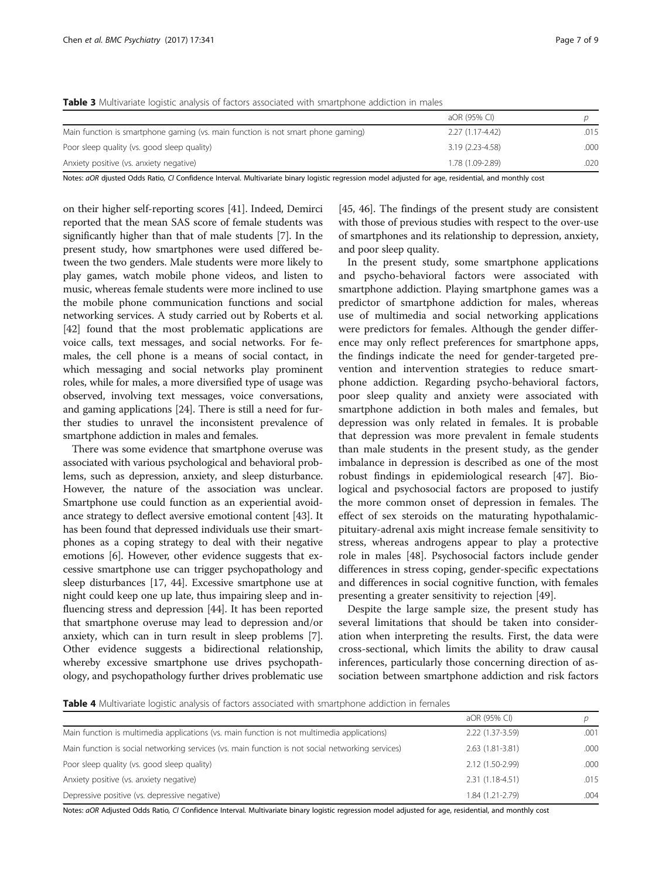**Table 3** Multivariate logistic analysis of factors associated with smartphone addiction in males

| | aOR (95% CI) | p |
|---|---|---|
| Main function is smartphone gaming (vs. main function is not smart phone gaming) | 2.27 (1.17-4.42) | .015 |
| Poor sleep quality (vs. good sleep quality) | 3.19 (2.23-4.58) | .000 |
| Anxiety positive (vs. anxiety negative) | 1.78 (1.09-2.89) | .020 |

Notes: *aOR* djusted Odds Ratio, *CI* Confidence Interval. Multivariate binary logistic regression model adjusted for age, residential, and monthly cost

on their higher self-reporting scores [41]. Indeed, Demirci reported that the mean SAS score of female students was significantly higher than that of male students [7]. In the present study, how smartphones were used differed between the two genders. Male students were more likely to play games, watch mobile phone videos, and listen to music, whereas female students were more inclined to use the mobile phone communication functions and social networking services. A study carried out by Roberts et al. [42] found that the most problematic applications are voice calls, text messages, and social networks. For females, the cell phone is a means of social contact, in which messaging and social networks play prominent roles, while for males, a more diversified type of usage was observed, involving text messages, voice conversations, and gaming applications [24]. There is still a need for further studies to unravel the inconsistent prevalence of smartphone addiction in males and females.

There was some evidence that smartphone overuse was associated with various psychological and behavioral problems, such as depression, anxiety, and sleep disturbance. However, the nature of the association was unclear. Smartphone use could function as an experiential avoidance strategy to deflect aversive emotional content [43]. It has been found that depressed individuals use their smartphones as a coping strategy to deal with their negative emotions [6]. However, other evidence suggests that excessive smartphone use can trigger psychopathology and sleep disturbances [17, 44]. Excessive smartphone use at night could keep one up late, thus impairing sleep and influencing stress and depression [44]. It has been reported that smartphone overuse may lead to depression and/or anxiety, which can in turn result in sleep problems [7]. Other evidence suggests a bidirectional relationship, whereby excessive smartphone use drives psychopathology, and psychopathology further drives problematic use [45, 46]. The findings of the present study are consistent with those of previous studies with respect to the over-use of smartphones and its relationship to depression, anxiety, and poor sleep quality.

In the present study, some smartphone applications and psycho-behavioral factors were associated with smartphone addiction. Playing smartphone games was a predictor of smartphone addiction for males, whereas use of multimedia and social networking applications were predictors for females. Although the gender difference may only reflect preferences for smartphone apps, the findings indicate the need for gender-targeted prevention and intervention strategies to reduce smartphone addiction. Regarding psycho-behavioral factors, poor sleep quality and anxiety were associated with smartphone addiction in both males and females, but depression was only related in females. It is probable that depression was more prevalent in female students than male students in the present study, as the gender imbalance in depression is described as one of the most robust findings in epidemiological research [47]. Biological and psychosocial factors are proposed to justify the more common onset of depression in females. The effect of sex steroids on the maturating hypothalamic-pituitary-adrenal axis might increase female sensitivity to stress, whereas androgens appear to play a protective role in males [48]. Psychosocial factors include gender differences in stress coping, gender-specific expectations and differences in social cognitive function, with females presenting a greater sensitivity to rejection [49].

Despite the large sample size, the present study has several limitations that should be taken into consideration when interpreting the results. First, the data were cross-sectional, which limits the ability to draw causal inferences, particularly those concerning direction of association between smartphone addiction and risk factors

**Table 4** Multivariate logistic analysis of factors associated with smartphone addiction in females

| | aOR (95% CI) | p |
|---|---|---|
| Main function is multimedia applications (vs. main function is not multimedia applications) | 2.22 (1.37-3.59) | .001 |
| Main function is social networking services (vs. main function is not social networking services) | 2.63 (1.81-3.81) | .000 |
| Poor sleep quality (vs. good sleep quality) | 2.12 (1.50-2.99) | .000 |
| Anxiety positive (vs. anxiety negative) | 2.31 (1.18-4.51) | .015 |
| Depressive positive (vs. depressive negative) | 1.84 (1.21-2.79) | .004 |

Notes: *aOR* Adjusted Odds Ratio, *CI* Confidence Interval. Multivariate binary logistic regression model adjusted for age, residential, and monthly cost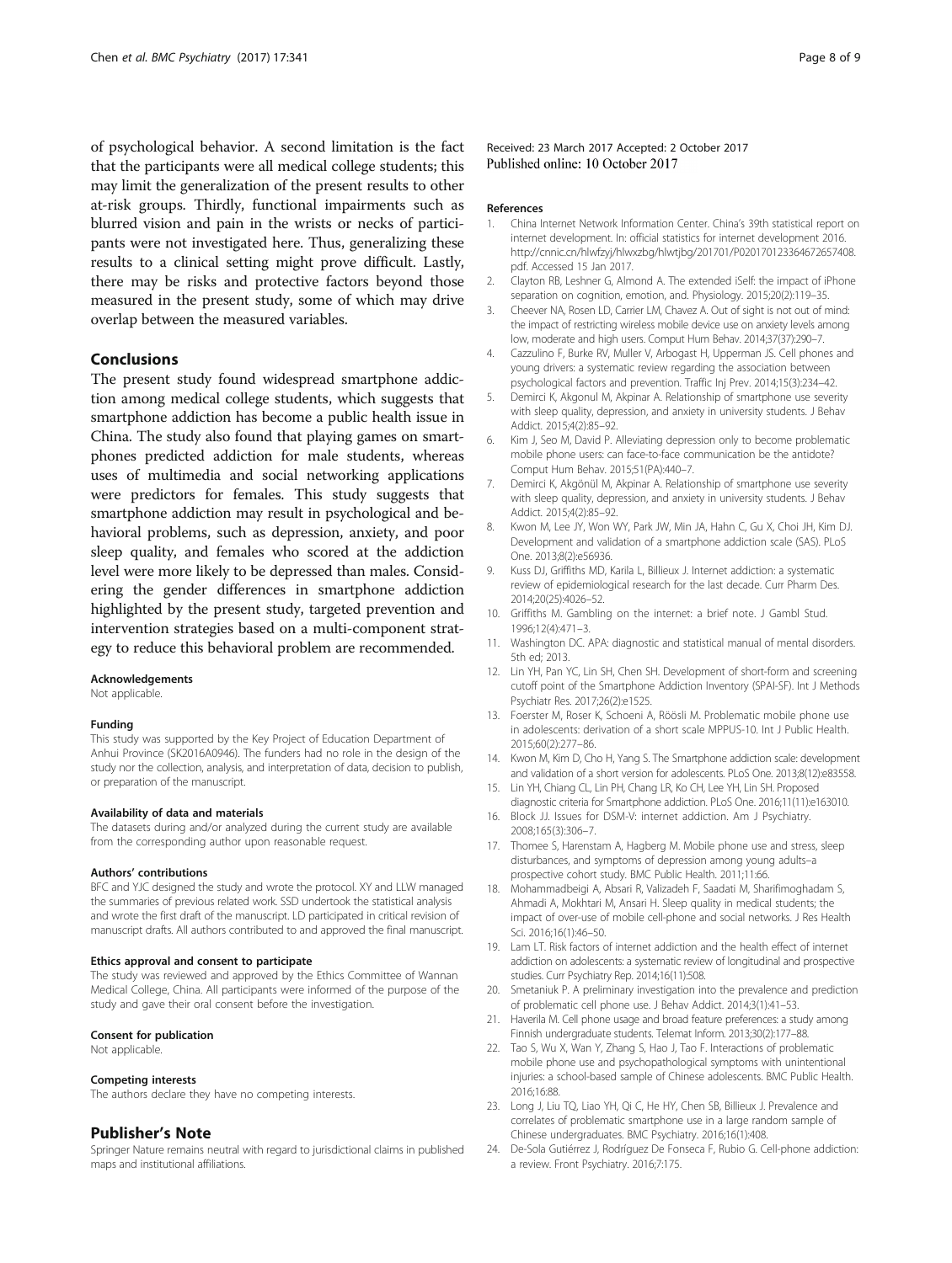of psychological behavior. A second limitation is the fact that the participants were all medical college students; this may limit the generalization of the present results to other at-risk groups. Thirdly, functional impairments such as blurred vision and pain in the wrists or necks of participants were not investigated here. Thus, generalizing these results to a clinical setting might prove difficult. Lastly, there may be risks and protective factors beyond those measured in the present study, some of which may drive overlap between the measured variables.

## Conclusions

The present study found widespread smartphone addiction among medical college students, which suggests that smartphone addiction has become a public health issue in China. The study also found that playing games on smartphones predicted addiction for male students, whereas uses of multimedia and social networking applications were predictors for females. This study suggests that smartphone addiction may result in psychological and behavioral problems, such as depression, anxiety, and poor sleep quality, and females who scored at the addiction level were more likely to be depressed than males. Considering the gender differences in smartphone addiction highlighted by the present study, targeted prevention and intervention strategies based on a multi-component strategy to reduce this behavioral problem are recommended.

#### Acknowledgements

Not applicable.

#### Funding

This study was supported by the Key Project of Education Department of Anhui Province (SK2016A0946). The funders had no role in the design of the study nor the collection, analysis, and interpretation of data, decision to publish, or preparation of the manuscript.

#### Availability of data and materials

The datasets during and/or analyzed during the current study are available from the corresponding author upon reasonable request.

#### Authors' contributions

BFC and YJC designed the study and wrote the protocol. XY and LLW managed the summaries of previous related work. SSD undertook the statistical analysis and wrote the first draft of the manuscript. LD participated in critical revision of manuscript drafts. All authors contributed to and approved the final manuscript.

#### Ethics approval and consent to participate

The study was reviewed and approved by the Ethics Committee of Wannan Medical College, China. All participants were informed of the purpose of the study and gave their oral consent before the investigation.

#### Consent for publication

Not applicable.

#### Competing interests

The authors declare they have no competing interests.

## Publisher's Note

Springer Nature remains neutral with regard to jurisdictional claims in published maps and institutional affiliations.

Received: 23 March 2017 Accepted: 2 October 2017
Published online: 10 October 2017

#### References

1. China Internet Network Information Center. China's 39th statistical report on internet development. In: official statistics for internet development 2016. http://cnnic.cn/hlwfzyj/hlwxzbg/hlwtjbg/201701/P020170123364672657408.pdf. Accessed 15 Jan 2017.
2. Clayton RB, Leshner G, Almond A. The extended iSelf: the impact of iPhone separation on cognition, emotion, and. Physiology. 2015;20(2):119–35.
3. Cheever NA, Rosen LD, Carrier LM, Chavez A. Out of sight is not out of mind: the impact of restricting wireless mobile device use on anxiety levels among low, moderate and high users. Comput Hum Behav. 2014;37(37):290–7.
4. Cazzulino F, Burke RV, Muller V, Arbogast H, Upperman JS. Cell phones and young drivers: a systematic review regarding the association between psychological factors and prevention. Traffic Inj Prev. 2014;15(3):234–42.
5. Demirci K, Akgonul M, Akpinar A. Relationship of smartphone use severity with sleep quality, depression, and anxiety in university students. J Behav Addict. 2015;4(2):85–92.
6. Kim J, Seo M, David P. Alleviating depression only to become problematic mobile phone users: can face-to-face communication be the antidote? Comput Hum Behav. 2015;51(PA):440–7.
7. Demirci K, Akgönül M, Akpinar A. Relationship of smartphone use severity with sleep quality, depression, and anxiety in university students. J Behav Addict. 2015;4(2):85–92.
8. Kwon M, Lee JY, Won WY, Park JW, Min JA, Hahn C, Gu X, Choi JH, Kim DJ. Development and validation of a smartphone addiction scale (SAS). PLoS One. 2013;8(2):e56936.
9. Kuss DJ, Griffiths MD, Karila L, Billieux J. Internet addiction: a systematic review of epidemiological research for the last decade. Curr Pharm Des. 2014;20(25):4026–52.
10. Griffiths M. Gambling on the internet: a brief note. J Gambl Stud. 1996;12(4):471–3.
11. Washington DC. APA: diagnostic and statistical manual of mental disorders. 5th ed; 2013.
12. Lin YH, Pan YC, Lin SH, Chen SH. Development of short-form and screening cutoff point of the Smartphone Addiction Inventory (SPAI-SF). Int J Methods Psychiatr Res. 2017;26(2):e1525.
13. Foerster M, Roser K, Schoeni A, Röösli M. Problematic mobile phone use in adolescents: derivation of a short scale MPPUS-10. Int J Public Health. 2015;60(2):277–86.
14. Kwon M, Kim D, Cho H, Yang S. The Smartphone addiction scale: development and validation of a short version for adolescents. PLoS One. 2013;8(12):e83558.
15. Lin YH, Chiang CL, Lin PH, Chang LR, Ko CH, Lee YH, Lin SH. Proposed diagnostic criteria for Smartphone addiction. PLoS One. 2016;11(11):e163010.
16. Block JJ. Issues for DSM-V: internet addiction. Am J Psychiatry. 2008;165(3):306–7.
17. Thomee S, Harenstam A, Hagberg M. Mobile phone use and stress, sleep disturbances, and symptoms of depression among young adults–a prospective cohort study. BMC Public Health. 2011;11:66.
18. Mohammadbeigi A, Absari R, Valizadeh F, Saadati M, Sharifimoghadam S, Ahmadi A, Mokhtari M, Ansari H. Sleep quality in medical students; the impact of over-use of mobile cell-phone and social networks. J Res Health Sci. 2016;16(1):46–50.
19. Lam LT. Risk factors of internet addiction and the health effect of internet addiction on adolescents: a systematic review of longitudinal and prospective studies. Curr Psychiatry Rep. 2014;16(11):508.
20. Smetaniuk P. A preliminary investigation into the prevalence and prediction of problematic cell phone use. J Behav Addict. 2014;3(1):41–53.
21. Haverila M. Cell phone usage and broad feature preferences: a study among Finnish undergraduate students. Telemat Inform. 2013;30(2):177–88.
22. Tao S, Wu X, Wan Y, Zhang S, Hao J, Tao F. Interactions of problematic mobile phone use and psychopathological symptoms with unintentional injuries: a school-based sample of Chinese adolescents. BMC Public Health. 2016;16:88.
23. Long J, Liu TQ, Liao YH, Qi C, He HY, Chen SB, Billieux J. Prevalence and correlates of problematic smartphone use in a large random sample of Chinese undergraduates. BMC Psychiatry. 2016;16(1):408.
24. De-Sola Gutiérrez J, Rodríguez De Fonseca F, Rubio G. Cell-phone addiction: a review. Front Psychiatry. 2016;7:175.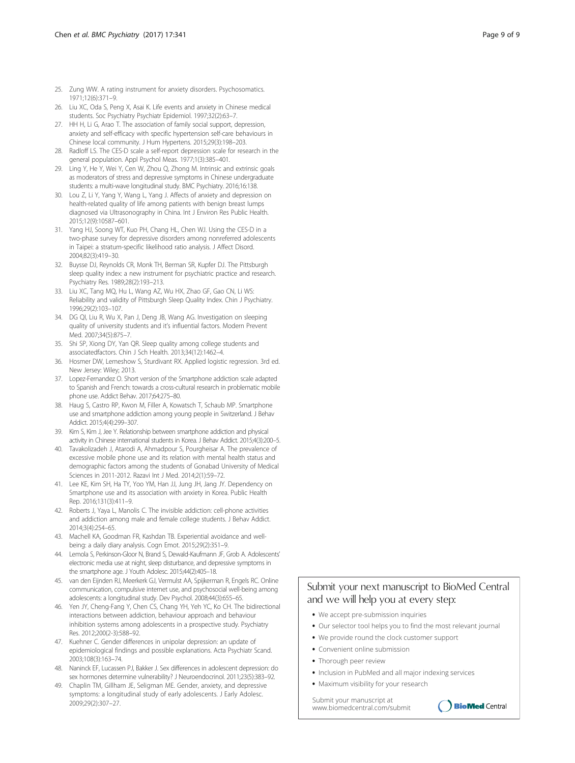25. Zung WW. A rating instrument for anxiety disorders. Psychosomatics. 1971;12(6):371–9.
26. Liu XC, Oda S, Peng X, Asai K. Life events and anxiety in Chinese medical students. Soc Psychiatry Psychiatr Epidemiol. 1997;32(2):63–7.
27. HH H, Li G, Arao T. The association of family social support, depression, anxiety and self-efficacy with specific hypertension self-care behaviours in Chinese local community. J Hum Hypertens. 2015;29(3):198–203.
28. Radloff LS. The CES-D scale a self-report depression scale for research in the general population. Appl Psychol Meas. 1977;1(3):385–401.
29. Ling Y, He Y, Wei Y, Cen W, Zhou Q, Zhong M. Intrinsic and extrinsic goals as moderators of stress and depressive symptoms in Chinese undergraduate students: a multi-wave longitudinal study. BMC Psychiatry. 2016;16:138.
30. Lou Z, Li Y, Yang Y, Wang L, Yang J. Affects of anxiety and depression on health-related quality of life among patients with benign breast lumps diagnosed via Ultrasonography in China. Int J Environ Res Public Health. 2015;12(9):10587–601.
31. Yang HJ, Soong WT, Kuo PH, Chang HL, Chen WJ. Using the CES-D in a two-phase survey for depressive disorders among nonreferred adolescents in Taipei: a stratum-specific likelihood ratio analysis. J Affect Disord. 2004;82(3):419–30.
32. Buysse DJ, Reynolds CR, Monk TH, Berman SR, Kupfer DJ. The Pittsburgh sleep quality index: a new instrument for psychiatric practice and research. Psychiatry Res. 1989;28(2):193–213.
33. Liu XC, Tang MQ, Hu L, Wang AZ, Wu HX, Zhao GF, Gao CN, Li WS: Reliability and validity of Pittsburgh Sleep Quality Index. Chin J Psychiatry. 1996;29(2):103–107.
34. DG QI, Liu R, Wu X, Pan J, Deng JB, Wang AG. Investigation on sleeping quality of university students and it's influential factors. Modern Prevent Med. 2007;34(5):875–7.
35. Shi SP, Xiong DY, Yan QR. Sleep quality among college students and associatedfactors. Chin J Sch Health. 2013;34(12):1462–4.
36. Hosmer DW, Lemeshow S, Sturdivant RX. Applied logistic regression. 3rd ed. New Jersey: Wiley; 2013.
37. Lopez-Fernandez O. Short version of the Smartphone addiction scale adapted to Spanish and French: towards a cross-cultural research in problematic mobile phone use. Addict Behav. 2017;64:275–80.
38. Haug S, Castro RP, Kwon M, Filler A, Kowatsch T, Schaub MP. Smartphone use and smartphone addiction among young people in Switzerland. J Behav Addict. 2015;4(4):299–307.
39. Kim S, Kim J, Jee Y. Relationship between smartphone addiction and physical activity in Chinese international students in Korea. J Behav Addict. 2015;4(3):200–5.
40. Tavakolizadeh J, Atarodi A, Ahmadpour S, Pourgheisar A. The prevalence of excessive mobile phone use and its relation with mental health status and demographic factors among the students of Gonabad University of Medical Sciences in 2011-2012. Razavi Int J Med. 2014;2(1):59–72.
41. Lee KE, Kim SH, Ha TY, Yoo YM, Han JJ, Jung JH, Jang JY. Dependency on Smartphone use and its association with anxiety in Korea. Public Health Rep. 2016;131(3):411–9.
42. Roberts J, Yaya L, Manolis C. The invisible addiction: cell-phone activities and addiction among male and female college students. J Behav Addict. 2014;3(4):254–65.
43. Machell KA, Goodman FR, Kashdan TB. Experiential avoidance and well-being: a daily diary analysis. Cogn Emot. 2015;29(2):351–9.
44. Lemola S, Perkinson-Gloor N, Brand S, Dewald-Kaufmann JF, Grob A. Adolescents' electronic media use at night, sleep disturbance, and depressive symptoms in the smartphone age. J Youth Adolesc. 2015;44(2):405–18.
45. van den Eijnden RJ, Meerkerk GJ, Vermulst AA, Spijkerman R, Engels RC. Online communication, compulsive internet use, and psychosocial well-being among adolescents: a longitudinal study. Dev Psychol. 2008;44(3):655–65.
46. Yen JY, Cheng-Fang Y, Chen CS, Chang YH, Yeh YC, Ko CH. The bidirectional interactions between addiction, behaviour approach and behaviour inhibition systems among adolescents in a prospective study. Psychiatry Res. 2012;200(2-3):588–92.
47. Kuehner C. Gender differences in unipolar depression: an update of epidemiological findings and possible explanations. Acta Psychiatr Scand. 2003;108(3):163–74.
48. Naninck EF, Lucassen PJ, Bakker J. Sex differences in adolescent depression: do sex hormones determine vulnerability? J Neuroendocrinol. 2011;23(5):383–92.
49. Chaplin TM, Gillham JE, Seligman ME. Gender, anxiety, and depressive symptoms: a longitudinal study of early adolescents. J Early Adolesc. 2009;29(2):307–27.

Submit your next manuscript to BioMed Central and we will help you at every step:

- We accept pre-submission inquiries
- Our selector tool helps you to find the most relevant journal
- We provide round the clock customer support
- Convenient online submission
- Thorough peer review
- Inclusion in PubMed and all major indexing services
- Maximum visibility for your research

Submit your manuscript at www.biomedcentral.com/submit

BioMed Central